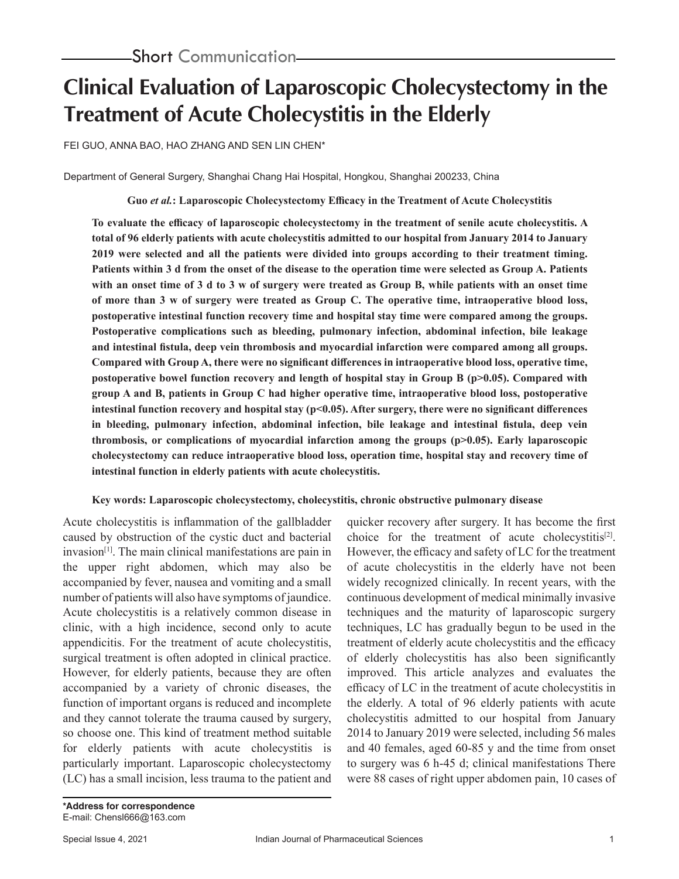Short Communication

# Clinical Evaluation of Laparoscopic Cholecystectomy in the Treatment of Acute Cholecystitis in the Elderly

FEI GUO, ANNA BAO, HAO ZHANG AND SEN LIN CHEN*

Department of General Surgery, Shanghai Chang Hai Hospital, Hongkou, Shanghai 200233, China

**Guo *et al.*: Laparoscopic Cholecystectomy Efficacy in the Treatment of Acute Cholecystitis**

**To evaluate the efficacy of laparoscopic cholecystectomy in the treatment of senile acute cholecystitis. A total of 96 elderly patients with acute cholecystitis admitted to our hospital from January 2014 to January 2019 were selected and all the patients were divided into groups according to their treatment timing. Patients within 3 d from the onset of the disease to the operation time were selected as Group A. Patients with an onset time of 3 d to 3 w of surgery were treated as Group B, while patients with an onset time of more than 3 w of surgery were treated as Group C. The operative time, intraoperative blood loss, postoperative intestinal function recovery time and hospital stay time were compared among the groups. Postoperative complications such as bleeding, pulmonary infection, abdominal infection, bile leakage and intestinal fistula, deep vein thrombosis and myocardial infarction were compared among all groups. Compared with Group A, there were no significant differences in intraoperative blood loss, operative time, postoperative bowel function recovery and length of hospital stay in Group B ($p>0.05$). Compared with group A and B, patients in Group C had higher operative time, intraoperative blood loss, postoperative intestinal function recovery and hospital stay ($p<0.05$). After surgery, there were no significant differences in bleeding, pulmonary infection, abdominal infection, bile leakage and intestinal fistula, deep vein thrombosis, or complications of myocardial infarction among the groups ($p>0.05$). Early laparoscopic cholecystectomy can reduce intraoperative blood loss, operation time, hospital stay and recovery time of intestinal function in elderly patients with acute cholecystitis.**

**Key words: Laparoscopic cholecystectomy, cholecystitis, chronic obstructive pulmonary disease**

Acute cholecystitis is inflammation of the gallbladder caused by obstruction of the cystic duct and bacterial invasion[1]. The main clinical manifestations are pain in the upper right abdomen, which may also be accompanied by fever, nausea and vomiting and a small number of patients will also have symptoms of jaundice. Acute cholecystitis is a relatively common disease in clinic, with a high incidence, second only to acute appendicitis. For the treatment of acute cholecystitis, surgical treatment is often adopted in clinical practice. However, for elderly patients, because they are often accompanied by a variety of chronic diseases, the function of important organs is reduced and incomplete and they cannot tolerate the trauma caused by surgery, so choose one. This kind of treatment method suitable for elderly patients with acute cholecystitis is particularly important. Laparoscopic cholecystectomy (LC) has a small incision, less trauma to the patient and quicker recovery after surgery. It has become the first choice for the treatment of acute cholecystitis[2]. However, the efficacy and safety of LC for the treatment of acute cholecystitis in the elderly have not been widely recognized clinically. In recent years, with the continuous development of medical minimally invasive techniques and the maturity of laparoscopic surgery techniques, LC has gradually begun to be used in the treatment of elderly acute cholecystitis and the efficacy of elderly cholecystitis has also been significantly improved. This article analyzes and evaluates the efficacy of LC in the treatment of acute cholecystitis in the elderly. A total of 96 elderly patients with acute cholecystitis admitted to our hospital from January 2014 to January 2019 were selected, including 56 males and 40 females, aged 60-85 y and the time from onset to surgery was 6 h-45 d; clinical manifestations There were 88 cases of right upper abdomen pain, 10 cases of

**\*Address for correspondence**
E-mail: Chensl666@163.com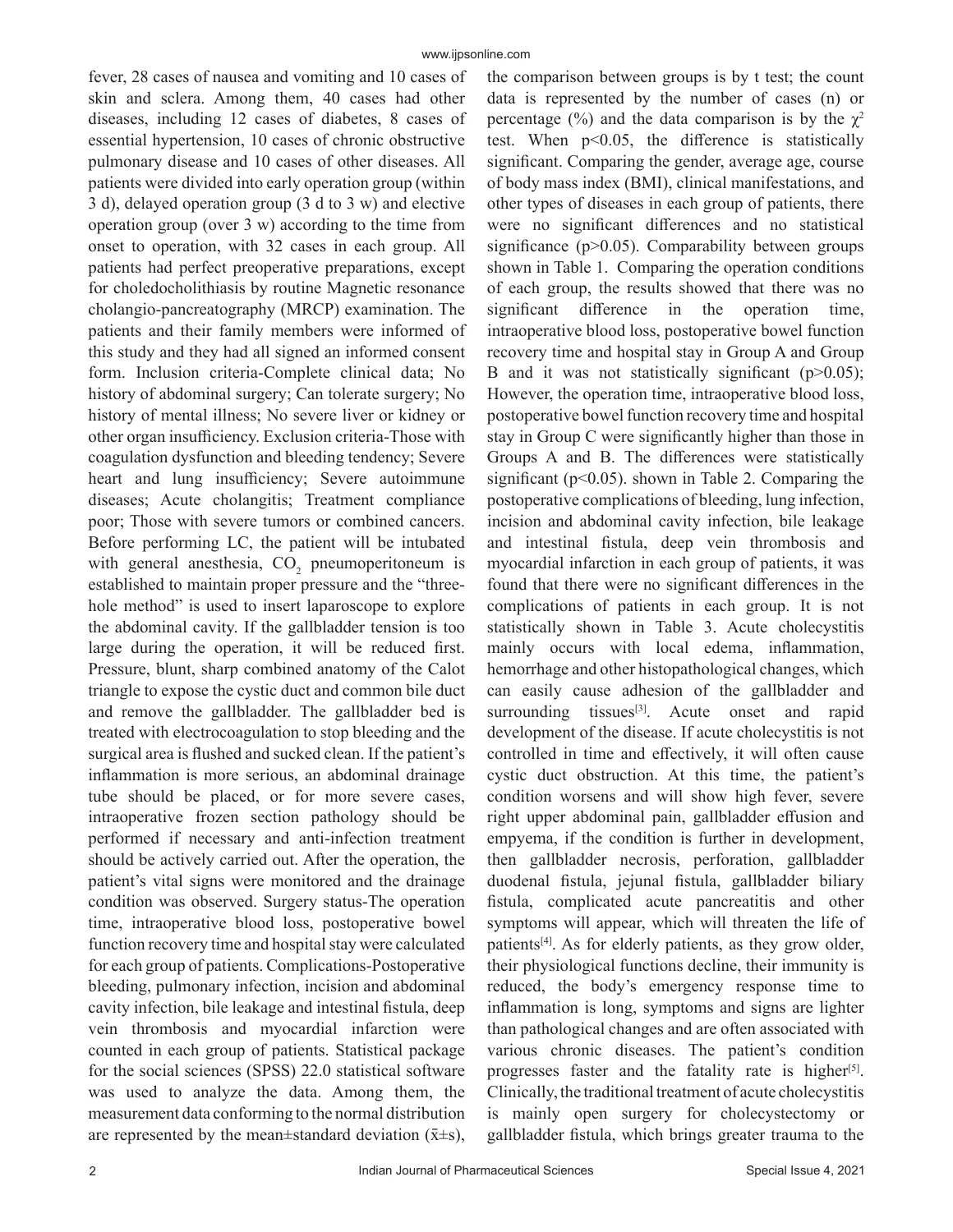fever, 28 cases of nausea and vomiting and 10 cases of skin and sclera. Among them, 40 cases had other diseases, including 12 cases of diabetes, 8 cases of essential hypertension, 10 cases of chronic obstructive pulmonary disease and 10 cases of other diseases. All patients were divided into early operation group (within 3 d), delayed operation group (3 d to 3 w) and elective operation group (over 3 w) according to the time from onset to operation, with 32 cases in each group. All patients had perfect preoperative preparations, except for choledocholithiasis by routine Magnetic resonance cholangio-pancreatography (MRCP) examination. The patients and their family members were informed of this study and they had all signed an informed consent form. Inclusion criteria-Complete clinical data; No history of abdominal surgery; Can tolerate surgery; No history of mental illness; No severe liver or kidney or other organ insufficiency. Exclusion criteria-Those with coagulation dysfunction and bleeding tendency; Severe heart and lung insufficiency; Severe autoimmune diseases; Acute cholangitis; Treatment compliance poor; Those with severe tumors or combined cancers. Before performing LC, the patient will be intubated with general anesthesia, $CO_2$ pneumoperitoneum is established to maintain proper pressure and the "three-hole method" is used to insert laparoscope to explore the abdominal cavity. If the gallbladder tension is too large during the operation, it will be reduced first. Pressure, blunt, sharp combined anatomy of the Calot triangle to expose the cystic duct and common bile duct and remove the gallbladder. The gallbladder bed is treated with electrocoagulation to stop bleeding and the surgical area is flushed and sucked clean. If the patient's inflammation is more serious, an abdominal drainage tube should be placed, or for more severe cases, intraoperative frozen section pathology should be performed if necessary and anti-infection treatment should be actively carried out. After the operation, the patient's vital signs were monitored and the drainage condition was observed. Surgery status-The operation time, intraoperative blood loss, postoperative bowel function recovery time and hospital stay were calculated for each group of patients. Complications-Postoperative bleeding, pulmonary infection, incision and abdominal cavity infection, bile leakage and intestinal fistula, deep vein thrombosis and myocardial infarction were counted in each group of patients. Statistical package for the social sciences (SPSS) 22.0 statistical software was used to analyze the data. Among them, the measurement data conforming to the normal distribution are represented by the mean±standard deviation ($\bar{x}\pm s$), the comparison between groups is by t test; the count data is represented by the number of cases (n) or percentage (%) and the data comparison is by the $\chi^2$ test. When $p<0.05$, the difference is statistically significant. Comparing the gender, average age, course of body mass index (BMI), clinical manifestations, and other types of diseases in each group of patients, there were no significant differences and no statistical significance ($p>0.05$). Comparability between groups shown in Table 1. Comparing the operation conditions of each group, the results showed that there was no significant difference in the operation time, intraoperative blood loss, postoperative bowel function recovery time and hospital stay in Group A and Group B and it was not statistically significant ($p>0.05$); However, the operation time, intraoperative blood loss, postoperative bowel function recovery time and hospital stay in Group C were significantly higher than those in Groups A and B. The differences were statistically significant ($p<0.05$). shown in Table 2. Comparing the postoperative complications of bleeding, lung infection, incision and abdominal cavity infection, bile leakage and intestinal fistula, deep vein thrombosis and myocardial infarction in each group of patients, it was found that there were no significant differences in the complications of patients in each group. It is not statistically shown in Table 3. Acute cholecystitis mainly occurs with local edema, inflammation, hemorrhage and other histopathological changes, which can easily cause adhesion of the gallbladder and surrounding tissues[3]. Acute onset and rapid development of the disease. If acute cholecystitis is not controlled in time and effectively, it will often cause cystic duct obstruction. At this time, the patient's condition worsens and will show high fever, severe right upper abdominal pain, gallbladder effusion and empyema, if the condition is further in development, then gallbladder necrosis, perforation, gallbladder duodenal fistula, jejunal fistula, gallbladder biliary fistula, complicated acute pancreatitis and other symptoms will appear, which will threaten the life of patients[4]. As for elderly patients, as they grow older, their physiological functions decline, their immunity is reduced, the body's emergency response time to inflammation is long, symptoms and signs are lighter than pathological changes and are often associated with various chronic diseases. The patient's condition progresses faster and the fatality rate is higher[5]. Clinically, the traditional treatment of acute cholecystitis is mainly open surgery for cholecystectomy or gallbladder fistula, which brings greater trauma to the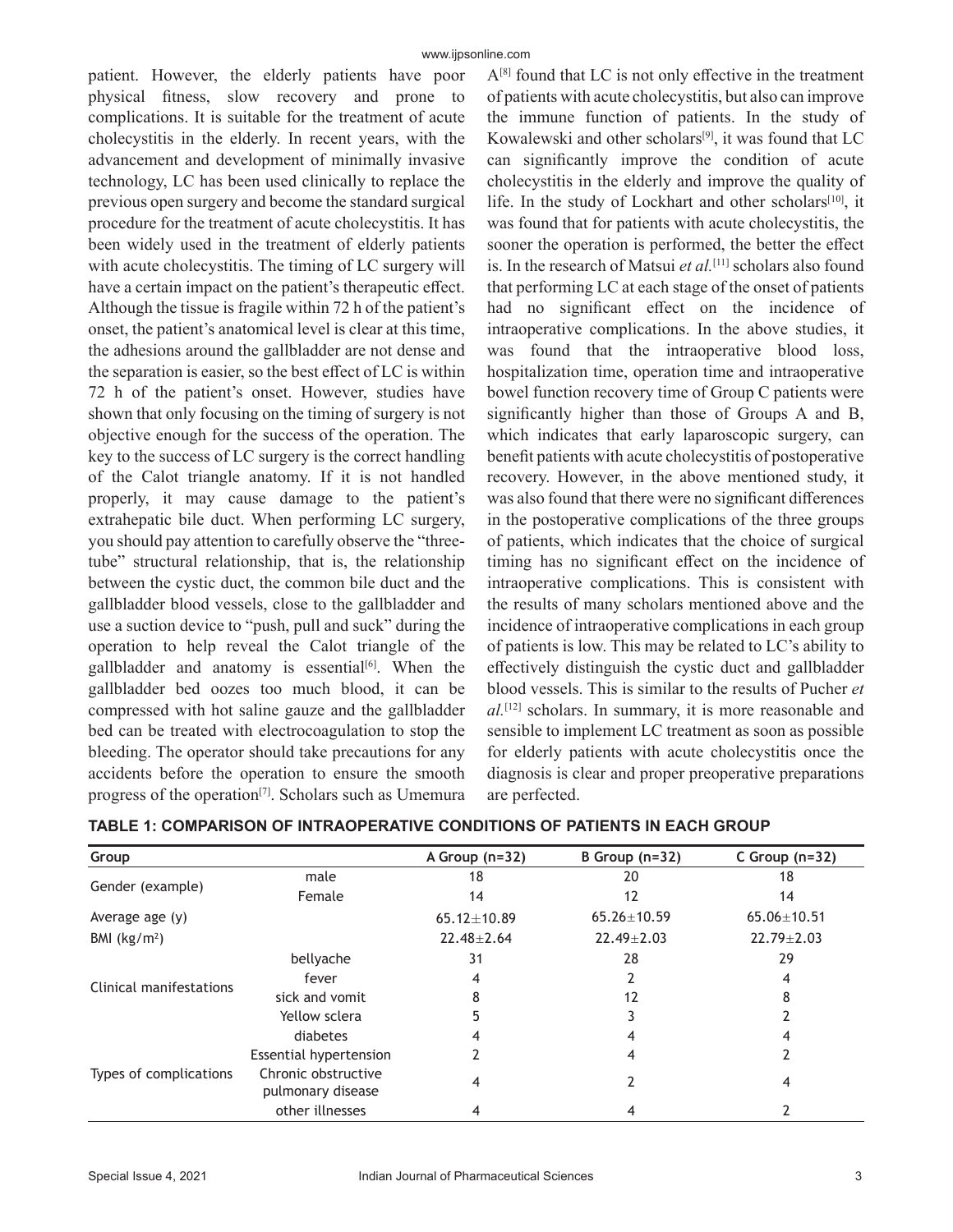patient. However, the elderly patients have poor physical fitness, slow recovery and prone to complications. It is suitable for the treatment of acute cholecystitis in the elderly. In recent years, with the advancement and development of minimally invasive technology, LC has been used clinically to replace the previous open surgery and become the standard surgical procedure for the treatment of acute cholecystitis. It has been widely used in the treatment of elderly patients with acute cholecystitis. The timing of LC surgery will have a certain impact on the patient's therapeutic effect. Although the tissue is fragile within 72 h of the patient's onset, the patient's anatomical level is clear at this time, the adhesions around the gallbladder are not dense and the separation is easier, so the best effect of LC is within 72 h of the patient's onset. However, studies have shown that only focusing on the timing of surgery is not objective enough for the success of the operation. The key to the success of LC surgery is the correct handling of the Calot triangle anatomy. If it is not handled properly, it may cause damage to the patient's extrahepatic bile duct. When performing LC surgery, you should pay attention to carefully observe the "three-tube" structural relationship, that is, the relationship between the cystic duct, the common bile duct and the gallbladder blood vessels, close to the gallbladder and use a suction device to "push, pull and suck" during the operation to help reveal the Calot triangle of the gallbladder and anatomy is essential[6]. When the gallbladder bed oozes too much blood, it can be compressed with hot saline gauze and the gallbladder bed can be treated with electrocoagulation to stop the bleeding. The operator should take precautions for any accidents before the operation to ensure the smooth progress of the operation[7]. Scholars such as Umemura A[8] found that LC is not only effective in the treatment of patients with acute cholecystitis, but also can improve the immune function of patients. In the study of Kowalewski and other scholars[9], it was found that LC can significantly improve the condition of acute cholecystitis in the elderly and improve the quality of life. In the study of Lockhart and other scholars[10], it was found that for patients with acute cholecystitis, the sooner the operation is performed, the better the effect is. In the research of Matsui *et al.*[11] scholars also found that performing LC at each stage of the onset of patients had no significant effect on the incidence of intraoperative complications. In the above studies, it was found that the intraoperative blood loss, hospitalization time, operation time and intraoperative bowel function recovery time of Group C patients were significantly higher than those of Groups A and B, which indicates that early laparoscopic surgery, can benefit patients with acute cholecystitis of postoperative recovery. However, in the above mentioned study, it was also found that there were no significant differences in the postoperative complications of the three groups of patients, which indicates that the choice of surgical timing has no significant effect on the incidence of intraoperative complications. This is consistent with the results of many scholars mentioned above and the incidence of intraoperative complications in each group of patients is low. This may be related to LC's ability to effectively distinguish the cystic duct and gallbladder blood vessels. This is similar to the results of Pucher *et al.*[12] scholars. In summary, it is more reasonable and sensible to implement LC treatment as soon as possible for elderly patients with acute cholecystitis once the diagnosis is clear and proper preoperative preparations are perfected.

**TABLE 1: COMPARISON OF INTRAOPERATIVE CONDITIONS OF PATIENTS IN EACH GROUP**

| Group | | A Group (n=32) | B Group (n=32) | C Group (n=32) |
|---|---|---|---|---|
| Gender (example) | male | 18 | 20 | 18 |
| | Female | 14 | 12 | 14 |
| Average age (y) | | 65.12±10.89 | 65.26±10.59 | 65.06±10.51 |
| BMI (kg/m²) | | 22.48±2.64 | 22.49±2.03 | 22.79±2.03 |
| Clinical manifestations | bellyache | 31 | 28 | 29 |
| | fever | 4 | 2 | 4 |
| | sick and vomit | 8 | 12 | 8 |
| | Yellow sclera | 5 | 3 | 2 |
| Types of complications | diabetes | 4 | 4 | 4 |
| | Essential hypertension | 2 | 4 | 2 |
| | Chronic obstructive pulmonary disease | 4 | 2 | 4 |
| | other illnesses | 4 | 4 | 2 |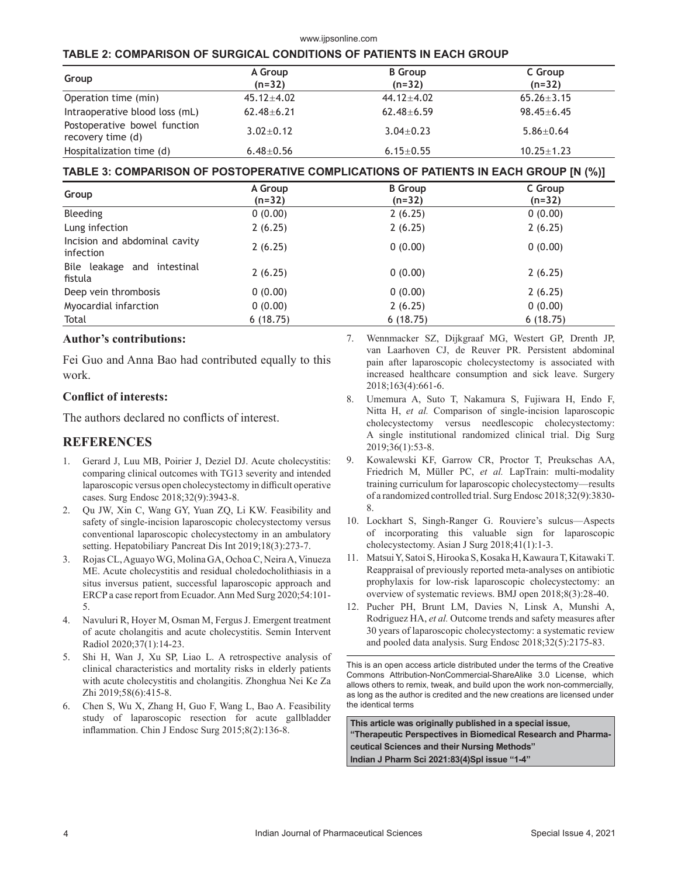**TABLE 2: COMPARISON OF SURGICAL CONDITIONS OF PATIENTS IN EACH GROUP**

| Group | A Group (n=32) | B Group (n=32) | C Group (n=32) |
|---|---|---|---|
| Operation time (min) | 45.12±4.02 | 44.12±4.02 | 65.26±3.15 |
| Intraoperative blood loss (mL) | 62.48±6.21 | 62.48±6.59 | 98.45±6.45 |
| Postoperative bowel function recovery time (d) | 3.02±0.12 | 3.04±0.23 | 5.86±0.64 |
| Hospitalization time (d) | 6.48±0.56 | 6.15±0.55 | 10.25±1.23 |

**TABLE 3: COMPARISON OF POSTOPERATIVE COMPLICATIONS OF PATIENTS IN EACH GROUP [N (%)]**

| Group | A Group (n=32) | B Group (n=32) | C Group (n=32) |
|---|---|---|---|
| Bleeding | 0 (0.00) | 2 (6.25) | 0 (0.00) |
| Lung infection | 2 (6.25) | 2 (6.25) | 2 (6.25) |
| Incision and abdominal cavity infection | 2 (6.25) | 0 (0.00) | 0 (0.00) |
| Bile leakage and intestinal fistula | 2 (6.25) | 0 (0.00) | 2 (6.25) |
| Deep vein thrombosis | 0 (0.00) | 0 (0.00) | 2 (6.25) |
| Myocardial infarction | 0 (0.00) | 2 (6.25) | 0 (0.00) |
| Total | 6 (18.75) | 6 (18.75) | 6 (18.75) |

### Author's contributions:

Fei Guo and Anna Bao had contributed equally to this work.

### Conflict of interests:

The authors declared no conflicts of interest.

## REFERENCES

1. Gerard J, Luu MB, Poirier J, Deziel DJ. Acute cholecystitis: comparing clinical outcomes with TG13 severity and intended laparoscopic versus open cholecystectomy in difficult operative cases. Surg Endosc 2018;32(9):3943-8.
2. Qu JW, Xin C, Wang GY, Yuan ZQ, Li KW. Feasibility and safety of single-incision laparoscopic cholecystectomy versus conventional laparoscopic cholecystectomy in an ambulatory setting. Hepatobiliary Pancreat Dis Int 2019;18(3):273-7.
3. Rojas CL, Aguayo WG, Molina GA, Ochoa C, Neira A, Vinueza ME. Acute cholecystitis and residual choledocholithiasis in a situs inversus patient, successful laparoscopic approach and ERCP a case report from Ecuador. Ann Med Surg 2020;54:101-5.
4. Navuluri R, Hoyer M, Osman M, Fergus J. Emergent treatment of acute cholangitis and acute cholecystitis. Semin Intervent Radiol 2020;37(1):14-23.
5. Shi H, Wan J, Xu SP, Liao L. A retrospective analysis of clinical characteristics and mortality risks in elderly patients with acute cholecystitis and cholangitis. Zhonghua Nei Ke Za Zhi 2019;58(6):415-8.
6. Chen S, Wu X, Zhang H, Guo F, Wang L, Bao A. Feasibility study of laparoscopic resection for acute gallbladder inflammation. Chin J Endosc Surg 2015;8(2):136-8.
7. Wennmacker SZ, Dijkgraaf MG, Westert GP, Drenth JP, van Laarhoven CJ, de Reuver PR. Persistent abdominal pain after laparoscopic cholecystectomy is associated with increased healthcare consumption and sick leave. Surgery 2018;163(4):661-6.
8. Umemura A, Suto T, Nakamura S, Fujiwara H, Endo F, Nitta H, *et al.* Comparison of single-incision laparoscopic cholecystectomy versus needlescopic cholecystectomy: A single institutional randomized clinical trial. Dig Surg 2019;36(1):53-8.
9. Kowalewski KF, Garrow CR, Proctor T, Preukschas AA, Friedrich M, Müller PC, *et al.* LapTrain: multi-modality training curriculum for laparoscopic cholecystectomy—results of a randomized controlled trial. Surg Endosc 2018;32(9):3830-8.
10. Lockhart S, Singh-Ranger G. Rouviere's sulcus—Aspects of incorporating this valuable sign for laparoscopic cholecystectomy. Asian J Surg 2018;41(1):1-3.
11. Matsui Y, Satoi S, Hirooka S, Kosaka H, Kawaura T, Kitawaki T. Reappraisal of previously reported meta-analyses on antibiotic prophylaxis for low-risk laparoscopic cholecystectomy: an overview of systematic reviews. BMJ open 2018;8(3):28-40.
12. Pucher PH, Brunt LM, Davies N, Linsk A, Munshi A, Rodriguez HA, *et al.* Outcome trends and safety measures after 30 years of laparoscopic cholecystectomy: a systematic review and pooled data analysis. Surg Endosc 2018;32(5):2175-83.

This is an open access article distributed under the terms of the Creative Commons Attribution-NonCommercial-ShareAlike 3.0 License, which allows others to remix, tweak, and build upon the work non-commercially, as long as the author is credited and the new creations are licensed under the identical terms

**This article was originally published in a special issue, "Therapeutic Perspectives in Biomedical Research and Pharmaceutical Sciences and their Nursing Methods"**
**Indian J Pharm Sci 2021:83(4)Spl issue "1-4"**